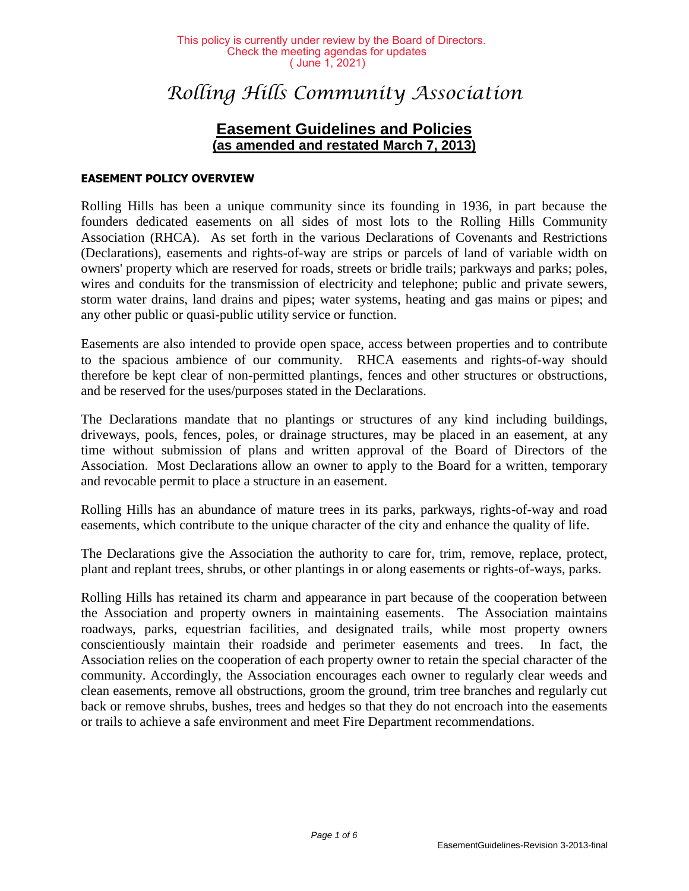This policy is currently under review by the Board of Directors.
Check the meeting agendas for updates
( June 1, 2021)

# *Rolling Hills Community Association*

## Easement Guidelines and Policies
**(as amended and restated March 7, 2013)**

### EASEMENT POLICY OVERVIEW

Rolling Hills has been a unique community since its founding in 1936, in part because the founders dedicated easements on all sides of most lots to the Rolling Hills Community Association (RHCA). As set forth in the various Declarations of Covenants and Restrictions (Declarations), easements and rights-of-way are strips or parcels of land of variable width on owners' property which are reserved for roads, streets or bridle trails; parkways and parks; poles, wires and conduits for the transmission of electricity and telephone; public and private sewers, storm water drains, land drains and pipes; water systems, heating and gas mains or pipes; and any other public or quasi-public utility service or function.

Easements are also intended to provide open space, access between properties and to contribute to the spacious ambience of our community. RHCA easements and rights-of-way should therefore be kept clear of non-permitted plantings, fences and other structures or obstructions, and be reserved for the uses/purposes stated in the Declarations.

The Declarations mandate that no plantings or structures of any kind including buildings, driveways, pools, fences, poles, or drainage structures, may be placed in an easement, at any time without submission of plans and written approval of the Board of Directors of the Association. Most Declarations allow an owner to apply to the Board for a written, temporary and revocable permit to place a structure in an easement.

Rolling Hills has an abundance of mature trees in its parks, parkways, rights-of-way and road easements, which contribute to the unique character of the city and enhance the quality of life.

The Declarations give the Association the authority to care for, trim, remove, replace, protect, plant and replant trees, shrubs, or other plantings in or along easements or rights-of-ways, parks.

Rolling Hills has retained its charm and appearance in part because of the cooperation between the Association and property owners in maintaining easements. The Association maintains roadways, parks, equestrian facilities, and designated trails, while most property owners conscientiously maintain their roadside and perimeter easements and trees. In fact, the Association relies on the cooperation of each property owner to retain the special character of the community. Accordingly, the Association encourages each owner to regularly clear weeds and clean easements, remove all obstructions, groom the ground, trim tree branches and regularly cut back or remove shrubs, bushes, trees and hedges so that they do not encroach into the easements or trails to achieve a safe environment and meet Fire Department recommendations.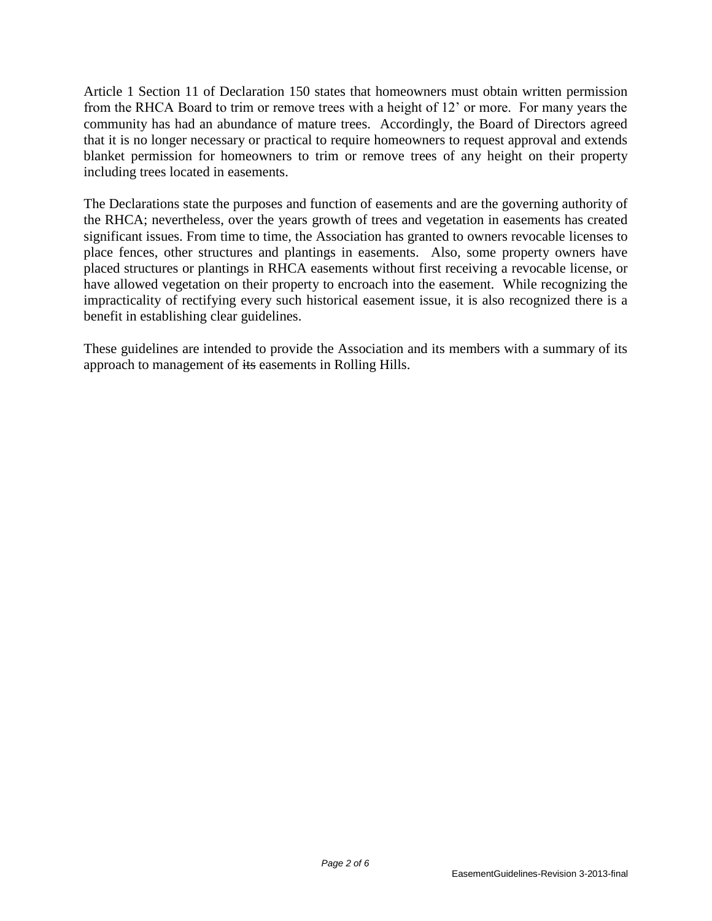Article 1 Section 11 of Declaration 150 states that homeowners must obtain written permission from the RHCA Board to trim or remove trees with a height of 12' or more. For many years the community has had an abundance of mature trees. Accordingly, the Board of Directors agreed that it is no longer necessary or practical to require homeowners to request approval and extends blanket permission for homeowners to trim or remove trees of any height on their property including trees located in easements.

The Declarations state the purposes and function of easements and are the governing authority of the RHCA; nevertheless, over the years growth of trees and vegetation in easements has created significant issues. From time to time, the Association has granted to owners revocable licenses to place fences, other structures and plantings in easements. Also, some property owners have placed structures or plantings in RHCA easements without first receiving a revocable license, or have allowed vegetation on their property to encroach into the easement. While recognizing the impracticality of rectifying every such historical easement issue, it is also recognized there is a benefit in establishing clear guidelines.

These guidelines are intended to provide the Association and its members with a summary of its approach to management of ~~its~~ easements in Rolling Hills.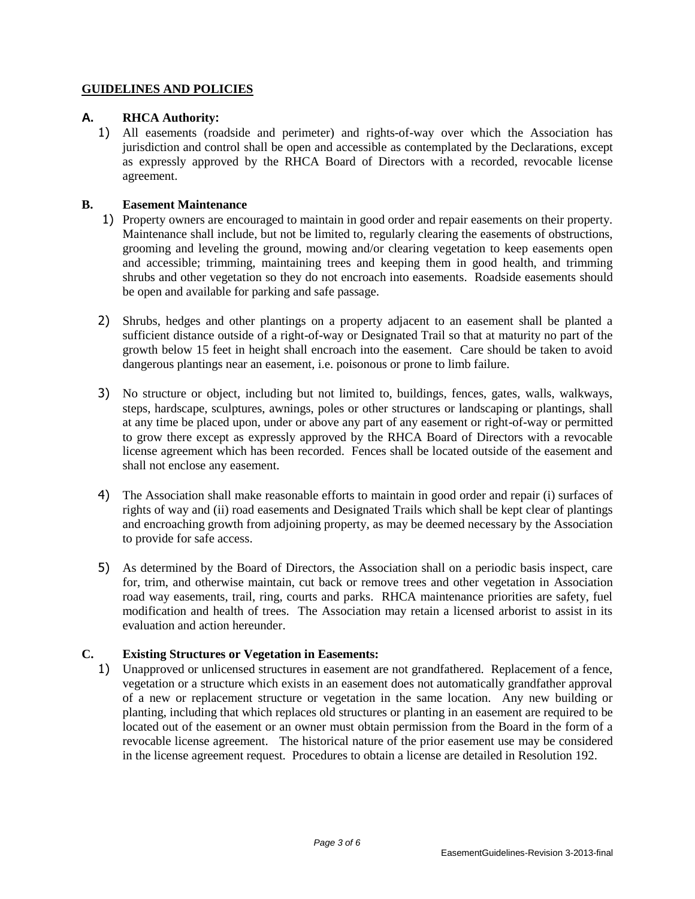## GUIDELINES AND POLICIES

### A. RHCA Authority:

1) All easements (roadside and perimeter) and rights-of-way over which the Association has jurisdiction and control shall be open and accessible as contemplated by the Declarations, except as expressly approved by the RHCA Board of Directors with a recorded, revocable license agreement.

### B. Easement Maintenance

1) Property owners are encouraged to maintain in good order and repair easements on their property. Maintenance shall include, but not be limited to, regularly clearing the easements of obstructions, grooming and leveling the ground, mowing and/or clearing vegetation to keep easements open and accessible; trimming, maintaining trees and keeping them in good health, and trimming shrubs and other vegetation so they do not encroach into easements. Roadside easements should be open and available for parking and safe passage.

2) Shrubs, hedges and other plantings on a property adjacent to an easement shall be planted a sufficient distance outside of a right-of-way or Designated Trail so that at maturity no part of the growth below 15 feet in height shall encroach into the easement. Care should be taken to avoid dangerous plantings near an easement, i.e. poisonous or prone to limb failure.

3) No structure or object, including but not limited to, buildings, fences, gates, walls, walkways, steps, hardscape, sculptures, awnings, poles or other structures or landscaping or plantings, shall at any time be placed upon, under or above any part of any easement or right-of-way or permitted to grow there except as expressly approved by the RHCA Board of Directors with a revocable license agreement which has been recorded. Fences shall be located outside of the easement and shall not enclose any easement.

4) The Association shall make reasonable efforts to maintain in good order and repair (i) surfaces of rights of way and (ii) road easements and Designated Trails which shall be kept clear of plantings and encroaching growth from adjoining property, as may be deemed necessary by the Association to provide for safe access.

5) As determined by the Board of Directors, the Association shall on a periodic basis inspect, care for, trim, and otherwise maintain, cut back or remove trees and other vegetation in Association road way easements, trail, ring, courts and parks. RHCA maintenance priorities are safety, fuel modification and health of trees. The Association may retain a licensed arborist to assist in its evaluation and action hereunder.

### C. Existing Structures or Vegetation in Easements:

1) Unapproved or unlicensed structures in easement are not grandfathered. Replacement of a fence, vegetation or a structure which exists in an easement does not automatically grandfather approval of a new or replacement structure or vegetation in the same location. Any new building or planting, including that which replaces old structures or planting in an easement are required to be located out of the easement or an owner must obtain permission from the Board in the form of a revocable license agreement. The historical nature of the prior easement use may be considered in the license agreement request. Procedures to obtain a license are detailed in Resolution 192.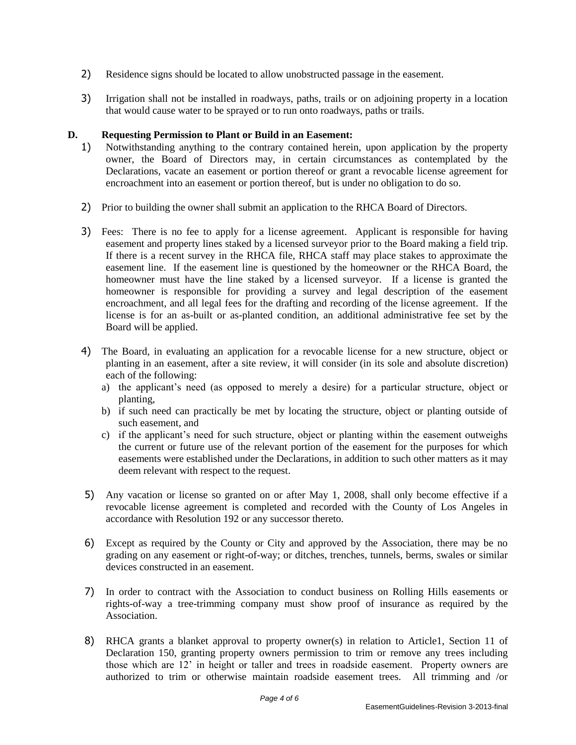2) Residence signs should be located to allow unobstructed passage in the easement.

3) Irrigation shall not be installed in roadways, paths, trails or on adjoining property in a location that would cause water to be sprayed or to run onto roadways, paths or trails.

**D. Requesting Permission to Plant or Build in an Easement:**

1) Notwithstanding anything to the contrary contained herein, upon application by the property owner, the Board of Directors may, in certain circumstances as contemplated by the Declarations, vacate an easement or portion thereof or grant a revocable license agreement for encroachment into an easement or portion thereof, but is under no obligation to do so.

2) Prior to building the owner shall submit an application to the RHCA Board of Directors.

3) Fees: There is no fee to apply for a license agreement. Applicant is responsible for having easement and property lines staked by a licensed surveyor prior to the Board making a field trip. If there is a recent survey in the RHCA file, RHCA staff may place stakes to approximate the easement line. If the easement line is questioned by the homeowner or the RHCA Board, the homeowner must have the line staked by a licensed surveyor. If a license is granted the homeowner is responsible for providing a survey and legal description of the easement encroachment, and all legal fees for the drafting and recording of the license agreement. If the license is for an as-built or as-planted condition, an additional administrative fee set by the Board will be applied.

4) The Board, in evaluating an application for a revocable license for a new structure, object or planting in an easement, after a site review, it will consider (in its sole and absolute discretion) each of the following:
   a) the applicant's need (as opposed to merely a desire) for a particular structure, object or planting,
   b) if such need can practically be met by locating the structure, object or planting outside of such easement, and
   c) if the applicant's need for such structure, object or planting within the easement outweighs the current or future use of the relevant portion of the easement for the purposes for which easements were established under the Declarations, in addition to such other matters as it may deem relevant with respect to the request.

5) Any vacation or license so granted on or after May 1, 2008, shall only become effective if a revocable license agreement is completed and recorded with the County of Los Angeles in accordance with Resolution 192 or any successor thereto.

6) Except as required by the County or City and approved by the Association, there may be no grading on any easement or right-of-way; or ditches, trenches, tunnels, berms, swales or similar devices constructed in an easement.

7) In order to contract with the Association to conduct business on Rolling Hills easements or rights-of-way a tree-trimming company must show proof of insurance as required by the Association.

8) RHCA grants a blanket approval to property owner(s) in relation to Article1, Section 11 of Declaration 150, granting property owners permission to trim or remove any trees including those which are 12' in height or taller and trees in roadside easement. Property owners are authorized to trim or otherwise maintain roadside easement trees. All trimming and /or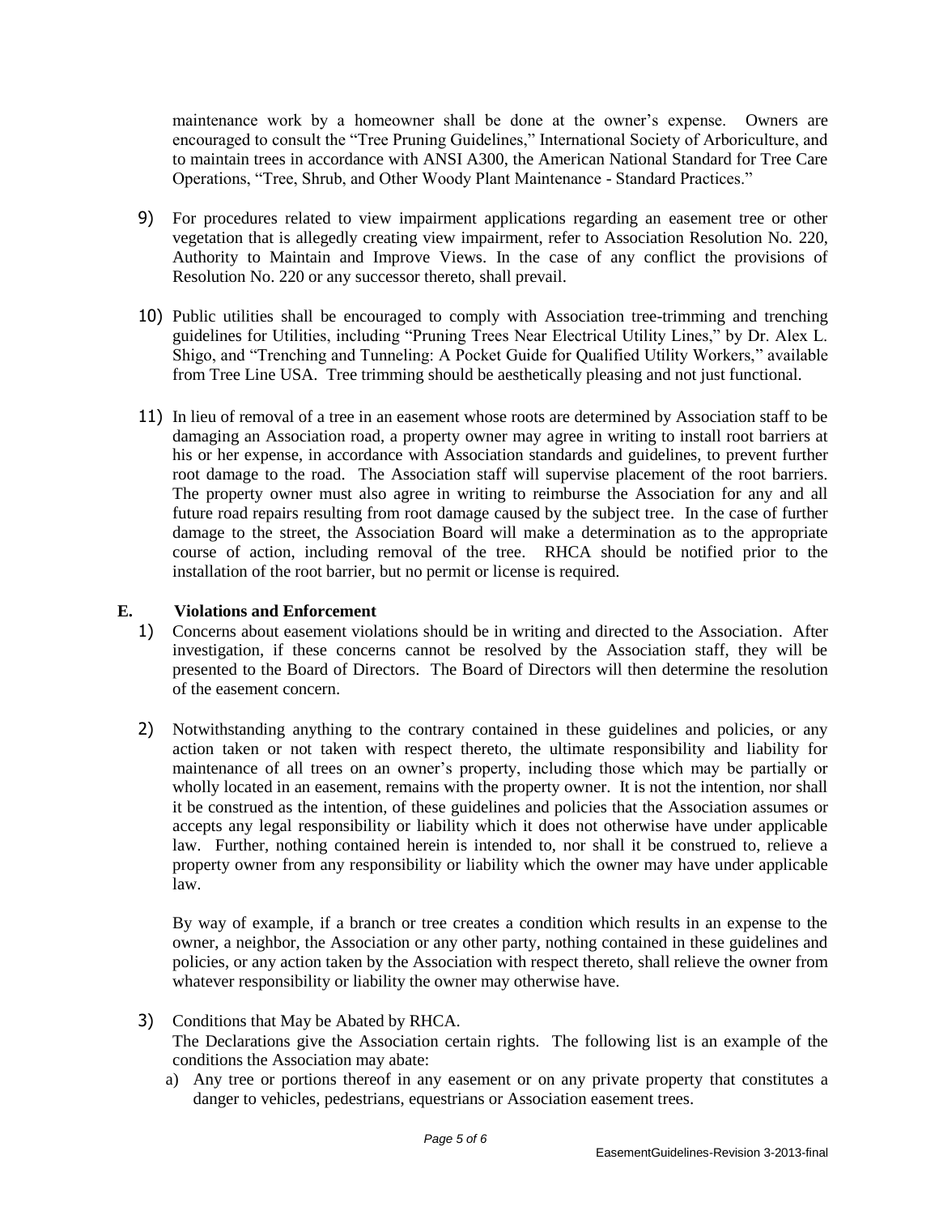maintenance work by a homeowner shall be done at the owner's expense. Owners are encouraged to consult the "Tree Pruning Guidelines," International Society of Arboriculture, and to maintain trees in accordance with ANSI A300, the American National Standard for Tree Care Operations, "Tree, Shrub, and Other Woody Plant Maintenance - Standard Practices."

9) For procedures related to view impairment applications regarding an easement tree or other vegetation that is allegedly creating view impairment, refer to Association Resolution No. 220, Authority to Maintain and Improve Views. In the case of any conflict the provisions of Resolution No. 220 or any successor thereto, shall prevail.

10) Public utilities shall be encouraged to comply with Association tree-trimming and trenching guidelines for Utilities, including "Pruning Trees Near Electrical Utility Lines," by Dr. Alex L. Shigo, and "Trenching and Tunneling: A Pocket Guide for Qualified Utility Workers," available from Tree Line USA. Tree trimming should be aesthetically pleasing and not just functional.

11) In lieu of removal of a tree in an easement whose roots are determined by Association staff to be damaging an Association road, a property owner may agree in writing to install root barriers at his or her expense, in accordance with Association standards and guidelines, to prevent further root damage to the road. The Association staff will supervise placement of the root barriers. The property owner must also agree in writing to reimburse the Association for any and all future road repairs resulting from root damage caused by the subject tree. In the case of further damage to the street, the Association Board will make a determination as to the appropriate course of action, including removal of the tree. RHCA should be notified prior to the installation of the root barrier, but no permit or license is required.

### E. Violations and Enforcement

1) Concerns about easement violations should be in writing and directed to the Association. After investigation, if these concerns cannot be resolved by the Association staff, they will be presented to the Board of Directors. The Board of Directors will then determine the resolution of the easement concern.

2) Notwithstanding anything to the contrary contained in these guidelines and policies, or any action taken or not taken with respect thereto, the ultimate responsibility and liability for maintenance of all trees on an owner's property, including those which may be partially or wholly located in an easement, remains with the property owner. It is not the intention, nor shall it be construed as the intention, of these guidelines and policies that the Association assumes or accepts any legal responsibility or liability which it does not otherwise have under applicable law. Further, nothing contained herein is intended to, nor shall it be construed to, relieve a property owner from any responsibility or liability which the owner may have under applicable law.

   By way of example, if a branch or tree creates a condition which results in an expense to the owner, a neighbor, the Association or any other party, nothing contained in these guidelines and policies, or any action taken by the Association with respect thereto, shall relieve the owner from whatever responsibility or liability the owner may otherwise have.

3) Conditions that May be Abated by RHCA.
   The Declarations give the Association certain rights. The following list is an example of the conditions the Association may abate:
   a) Any tree or portions thereof in any easement or on any private property that constitutes a danger to vehicles, pedestrians, equestrians or Association easement trees.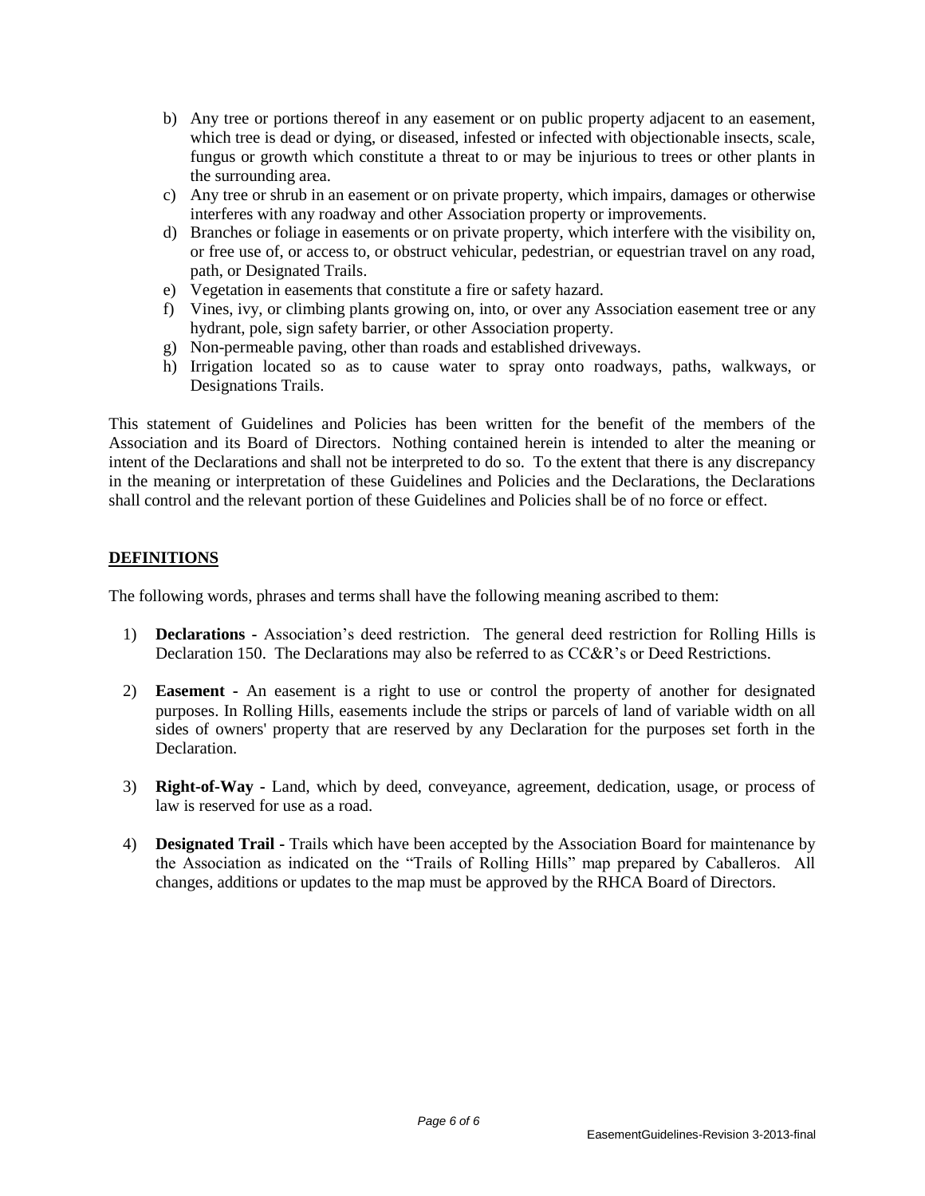b) Any tree or portions thereof in any easement or on public property adjacent to an easement, which tree is dead or dying, or diseased, infested or infected with objectionable insects, scale, fungus or growth which constitute a threat to or may be injurious to trees or other plants in the surrounding area.
c) Any tree or shrub in an easement or on private property, which impairs, damages or otherwise interferes with any roadway and other Association property or improvements.
d) Branches or foliage in easements or on private property, which interfere with the visibility on, or free use of, or access to, or obstruct vehicular, pedestrian, or equestrian travel on any road, path, or Designated Trails.
e) Vegetation in easements that constitute a fire or safety hazard.
f) Vines, ivy, or climbing plants growing on, into, or over any Association easement tree or any hydrant, pole, sign safety barrier, or other Association property.
g) Non-permeable paving, other than roads and established driveways.
h) Irrigation located so as to cause water to spray onto roadways, paths, walkways, or Designations Trails.

This statement of Guidelines and Policies has been written for the benefit of the members of the Association and its Board of Directors. Nothing contained herein is intended to alter the meaning or intent of the Declarations and shall not be interpreted to do so. To the extent that there is any discrepancy in the meaning or interpretation of these Guidelines and Policies and the Declarations, the Declarations shall control and the relevant portion of these Guidelines and Policies shall be of no force or effect.

## DEFINITIONS

The following words, phrases and terms shall have the following meaning ascribed to them:

1) **Declarations** - Association's deed restriction. The general deed restriction for Rolling Hills is Declaration 150. The Declarations may also be referred to as CC&R's or Deed Restrictions.

2) **Easement** - An easement is a right to use or control the property of another for designated purposes. In Rolling Hills, easements include the strips or parcels of land of variable width on all sides of owners' property that are reserved by any Declaration for the purposes set forth in the Declaration.

3) **Right-of-Way** - Land, which by deed, conveyance, agreement, dedication, usage, or process of law is reserved for use as a road.

4) **Designated Trail** - Trails which have been accepted by the Association Board for maintenance by the Association as indicated on the "Trails of Rolling Hills" map prepared by Caballeros. All changes, additions or updates to the map must be approved by the RHCA Board of Directors.